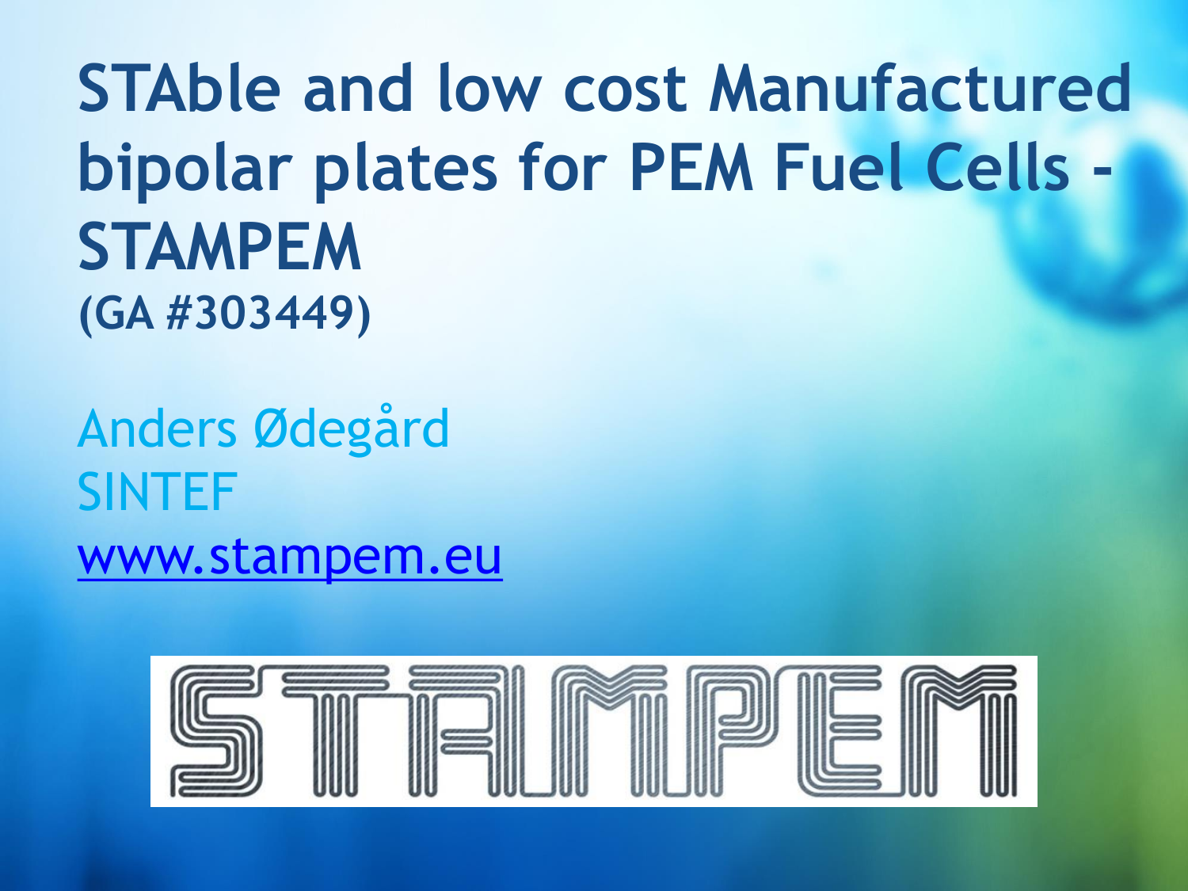# STAble and low cost Manufactured bipolar plates for PEM Fuel Cells - STAMPEM

**(GA #303449)**

Anders Ødegård

SINTEF

www.stampem.eu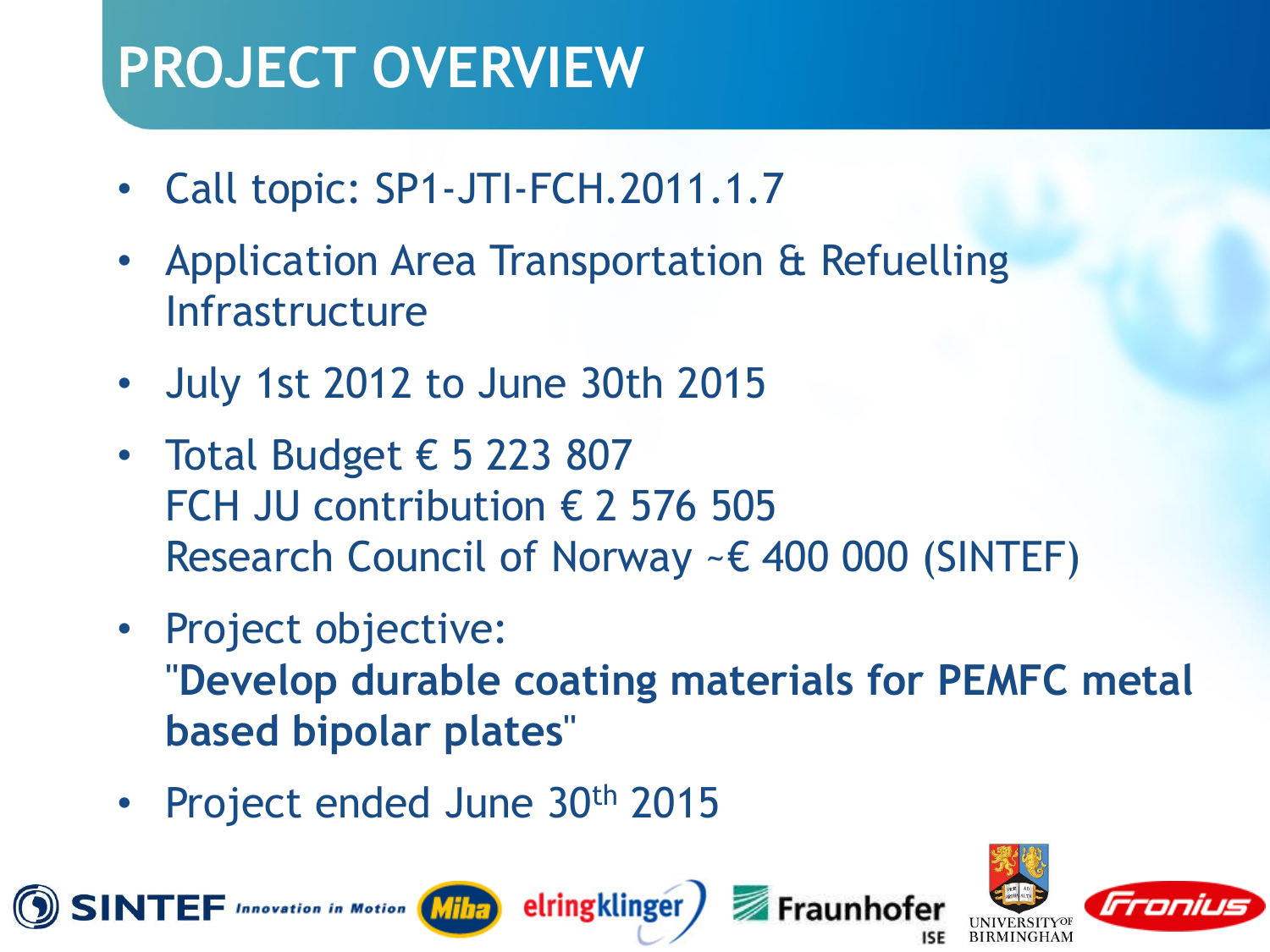# PROJECT OVERVIEW

- Call topic: SP1-JTI-FCH.2011.1.7
- Application Area Transportation & Refuelling Infrastructure
- July 1st 2012 to June 30th 2015
- Total Budget € 5 223 807
  FCH JU contribution € 2 576 505
  Research Council of Norway ~€ 400 000 (SINTEF)
- Project objective:
  "**Develop durable coating materials for PEMFC metal based bipolar plates**"
- Project ended June 30th 2015

SINTEF Miba elringklinger Fraunhofer ISE UNIVERSITY OF BIRMINGHAM Fronius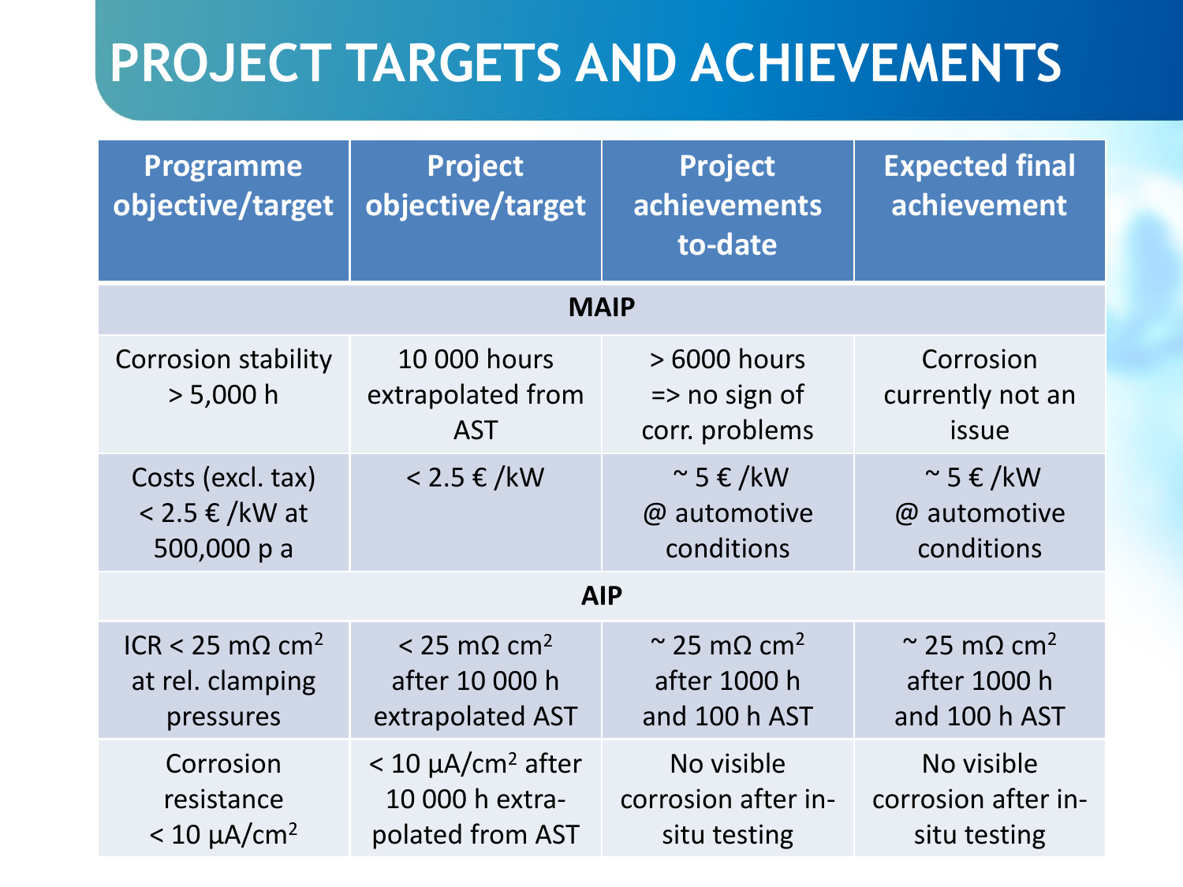# PROJECT TARGETS AND ACHIEVEMENTS

| Programme objective/target | Project objective/target | Project achievements to-date | Expected final achievement |
|---|---|---|---|
| **MAIP** | | | |
| Corrosion stability > 5,000 h | 10 000 hours extrapolated from AST | > 6000 hours => no sign of corr. problems | Corrosion currently not an issue |
| Costs (excl. tax) < 2.5 € /kW at 500,000 p a | < 2.5 € /kW | ~ 5 € /kW @ automotive conditions | ~ 5 € /kW @ automotive conditions |
| **AIP** | | | |
| ICR < 25 mΩ $cm^2$ at rel. clamping pressures | < 25 mΩ $cm^2$ after 10 000 h extrapolated AST | ~ 25 mΩ $cm^2$ after 1000 h and 100 h AST | ~ 25 mΩ $cm^2$ after 1000 h and 100 h AST |
| Corrosion resistance < 10 µA/$cm^2$ | < 10 µA/$cm^2$ after 10 000 h extra-polated from AST | No visible corrosion after in-situ testing | No visible corrosion after in-situ testing |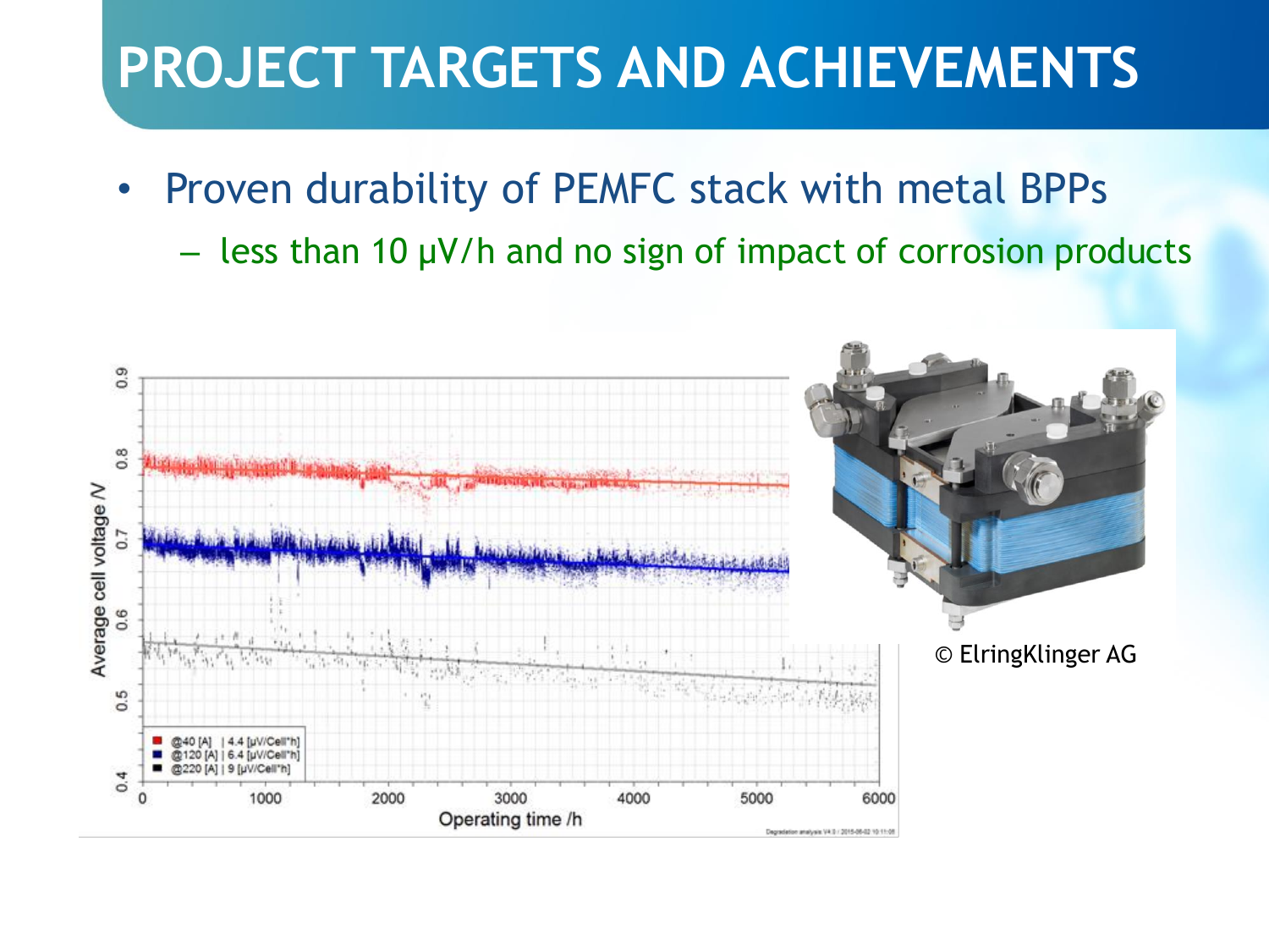# PROJECT TARGETS AND ACHIEVEMENTS

- Proven durability of PEMFC stack with metal BPPs
  - less than 10 µV/h and no sign of impact of corrosion products

© ElringKlinger AG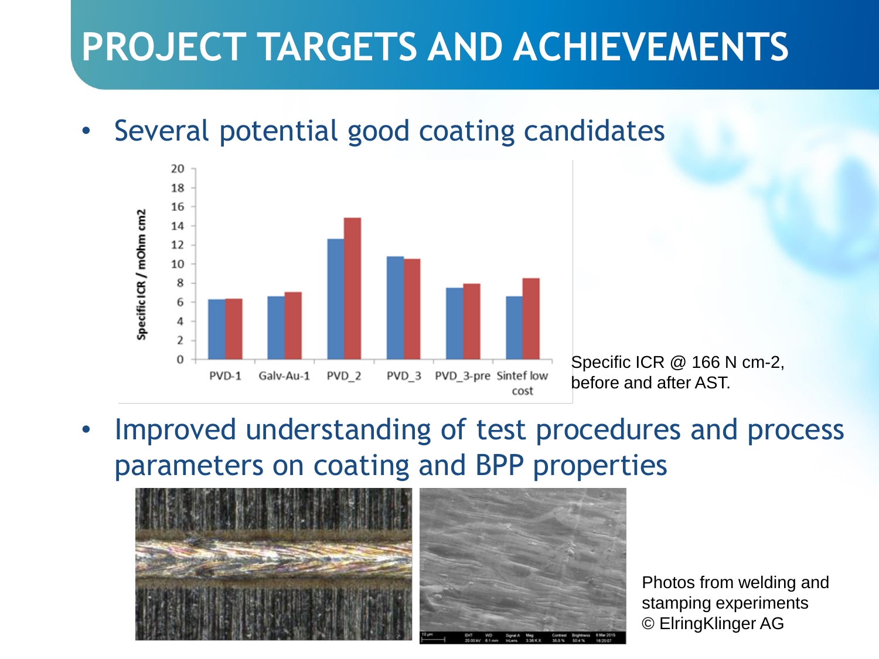# PROJECT TARGETS AND ACHIEVEMENTS

- Several potential good coating candidates

Specific ICR @ 166 N cm-2, before and after AST.

- Improved understanding of test procedures and process parameters on coating and BPP properties

Photos from welding and stamping experiments © ElringKlinger AG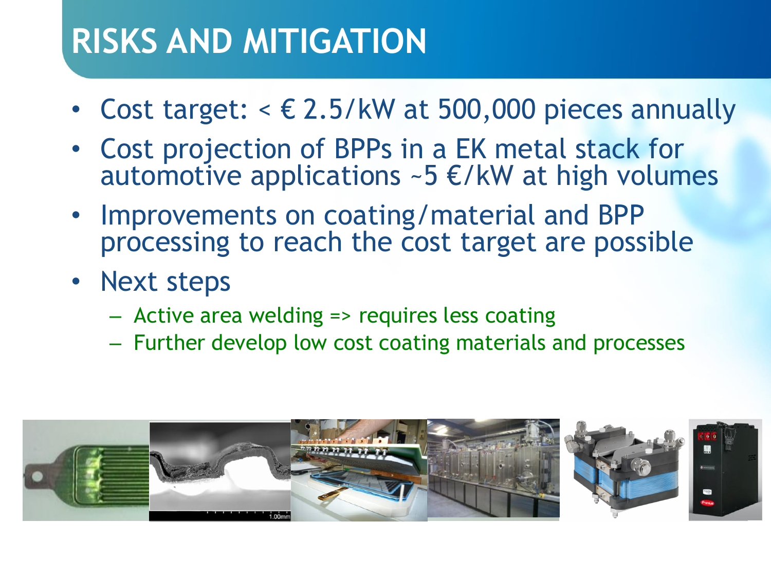# RISKS AND MITIGATION

- Cost target: < € 2.5/kW at 500,000 pieces annually
- Cost projection of BPPs in a EK metal stack for automotive applications ~5 €/kW at high volumes
- Improvements on coating/material and BPP processing to reach the cost target are possible
- Next steps
  - Active area welding => requires less coating
  - Further develop low cost coating materials and processes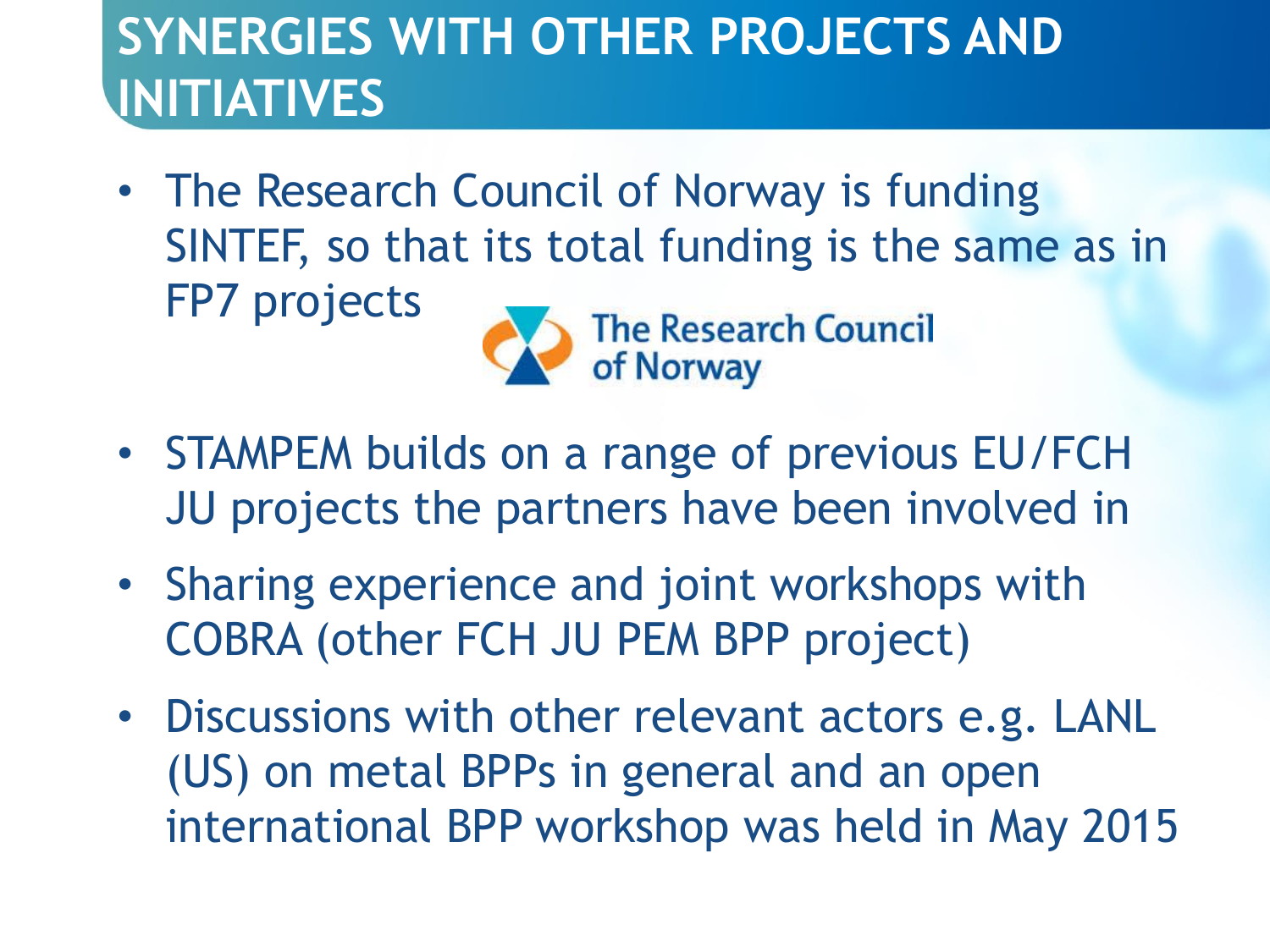# SYNERGIES WITH OTHER PROJECTS AND INITIATIVES

- The Research Council of Norway is funding SINTEF, so that its total funding is the same as in FP7 projects

The Research Council of Norway

- STAMPEM builds on a range of previous EU/FCH JU projects the partners have been involved in
- Sharing experience and joint workshops with COBRA (other FCH JU PEM BPP project)
- Discussions with other relevant actors e.g. LANL (US) on metal BPPs in general and an open international BPP workshop was held in May 2015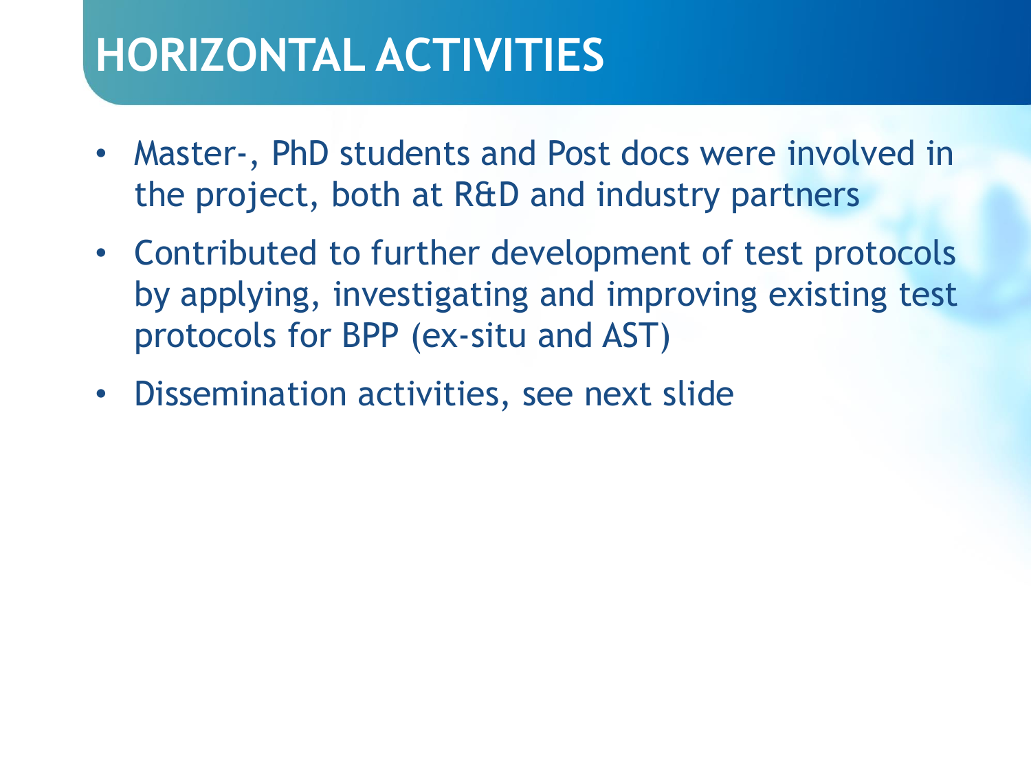# HORIZONTAL ACTIVITIES

- Master-, PhD students and Post docs were involved in the project, both at R&D and industry partners
- Contributed to further development of test protocols by applying, investigating and improving existing test protocols for BPP (ex-situ and AST)
- Dissemination activities, see next slide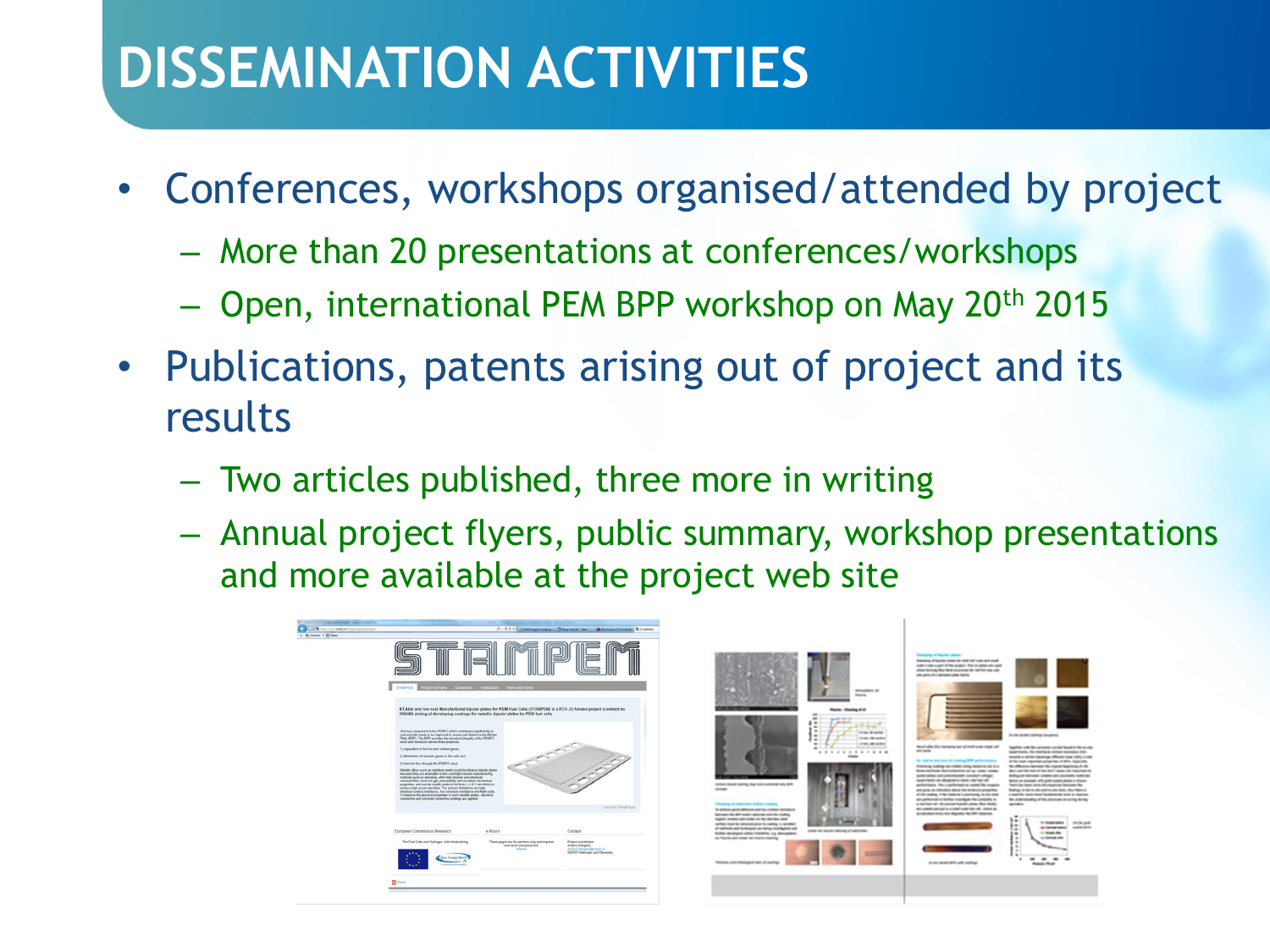# DISSEMINATION ACTIVITIES

- Conferences, workshops organised/attended by project
  - More than 20 presentations at conferences/workshops
  - Open, international PEM BPP workshop on May 20th 2015
- Publications, patents arising out of project and its results
  - Two articles published, three more in writing
  - Annual project flyers, public summary, workshop presentations and more available at the project web site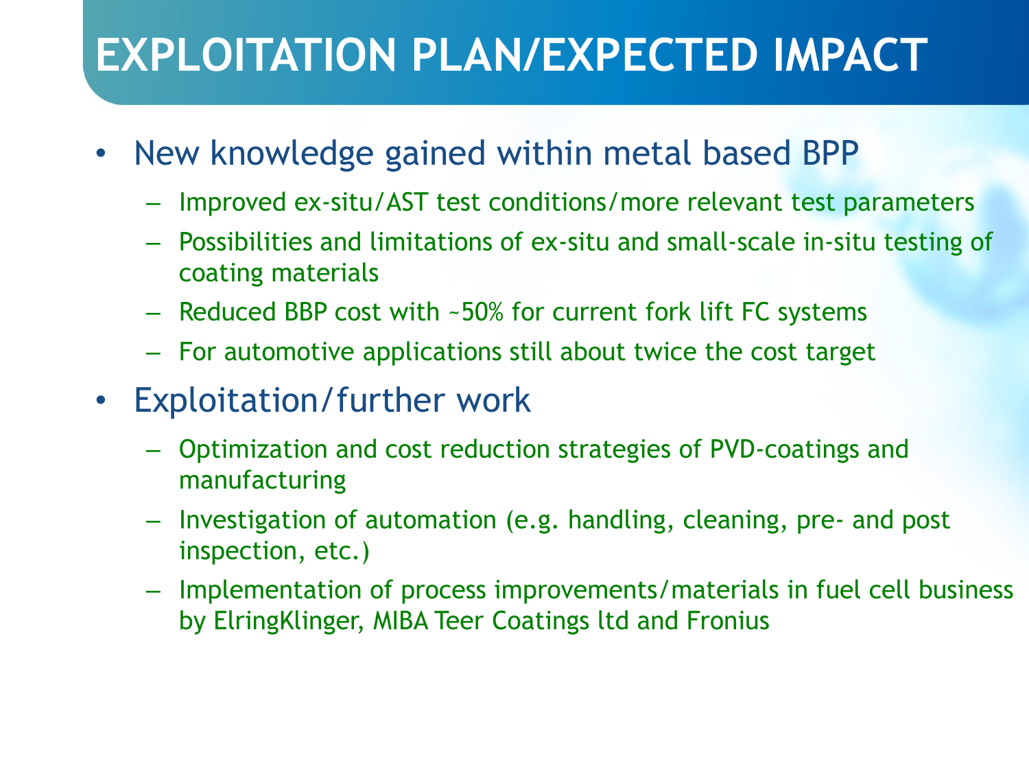# EXPLOITATION PLAN/EXPECTED IMPACT

- New knowledge gained within metal based BPP
  - Improved ex-situ/AST test conditions/more relevant test parameters
  - Possibilities and limitations of ex-situ and small-scale in-situ testing of coating materials
  - Reduced BBP cost with ~50% for current fork lift FC systems
  - For automotive applications still about twice the cost target
- Exploitation/further work
  - Optimization and cost reduction strategies of PVD-coatings and manufacturing
  - Investigation of automation (e.g. handling, cleaning, pre- and post inspection, etc.)
  - Implementation of process improvements/materials in fuel cell business by ElringKlinger, MIBA Teer Coatings ltd and Fronius